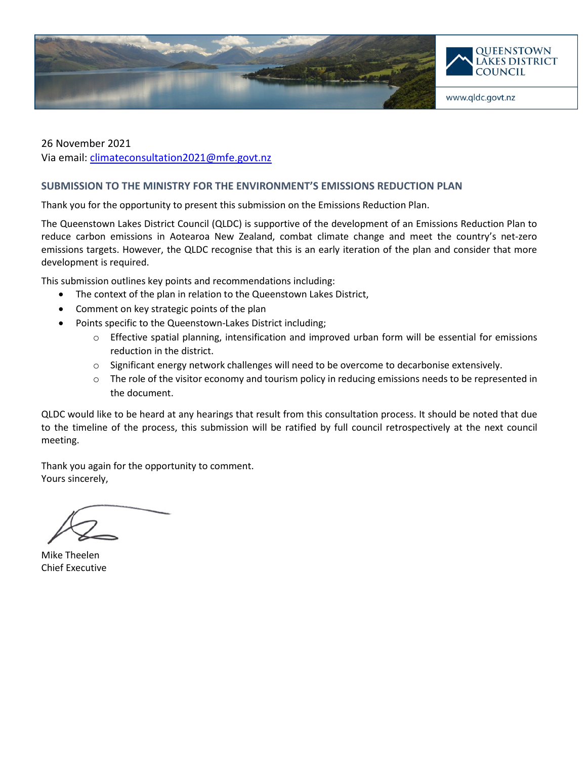QUEENSTOWN LAKES DISTRICT COUNCIL

www.qldc.govt.nz

26 November 2021
Via email: climateconsultation2021@mfe.govt.nz

## SUBMISSION TO THE MINISTRY FOR THE ENVIRONMENT'S EMISSIONS REDUCTION PLAN

Thank you for the opportunity to present this submission on the Emissions Reduction Plan.

The Queenstown Lakes District Council (QLDC) is supportive of the development of an Emissions Reduction Plan to reduce carbon emissions in Aotearoa New Zealand, combat climate change and meet the country's net-zero emissions targets. However, the QLDC recognise that this is an early iteration of the plan and consider that more development is required.

This submission outlines key points and recommendations including:

- The context of the plan in relation to the Queenstown Lakes District,
- Comment on key strategic points of the plan
- Points specific to the Queenstown-Lakes District including;
  - Effective spatial planning, intensification and improved urban form will be essential for emissions reduction in the district.
  - Significant energy network challenges will need to be overcome to decarbonise extensively.
  - The role of the visitor economy and tourism policy in reducing emissions needs to be represented in the document.

QLDC would like to be heard at any hearings that result from this consultation process. It should be noted that due to the timeline of the process, this submission will be ratified by full council retrospectively at the next council meeting.

Thank you again for the opportunity to comment.
Yours sincerely,

Mike Theelen
Chief Executive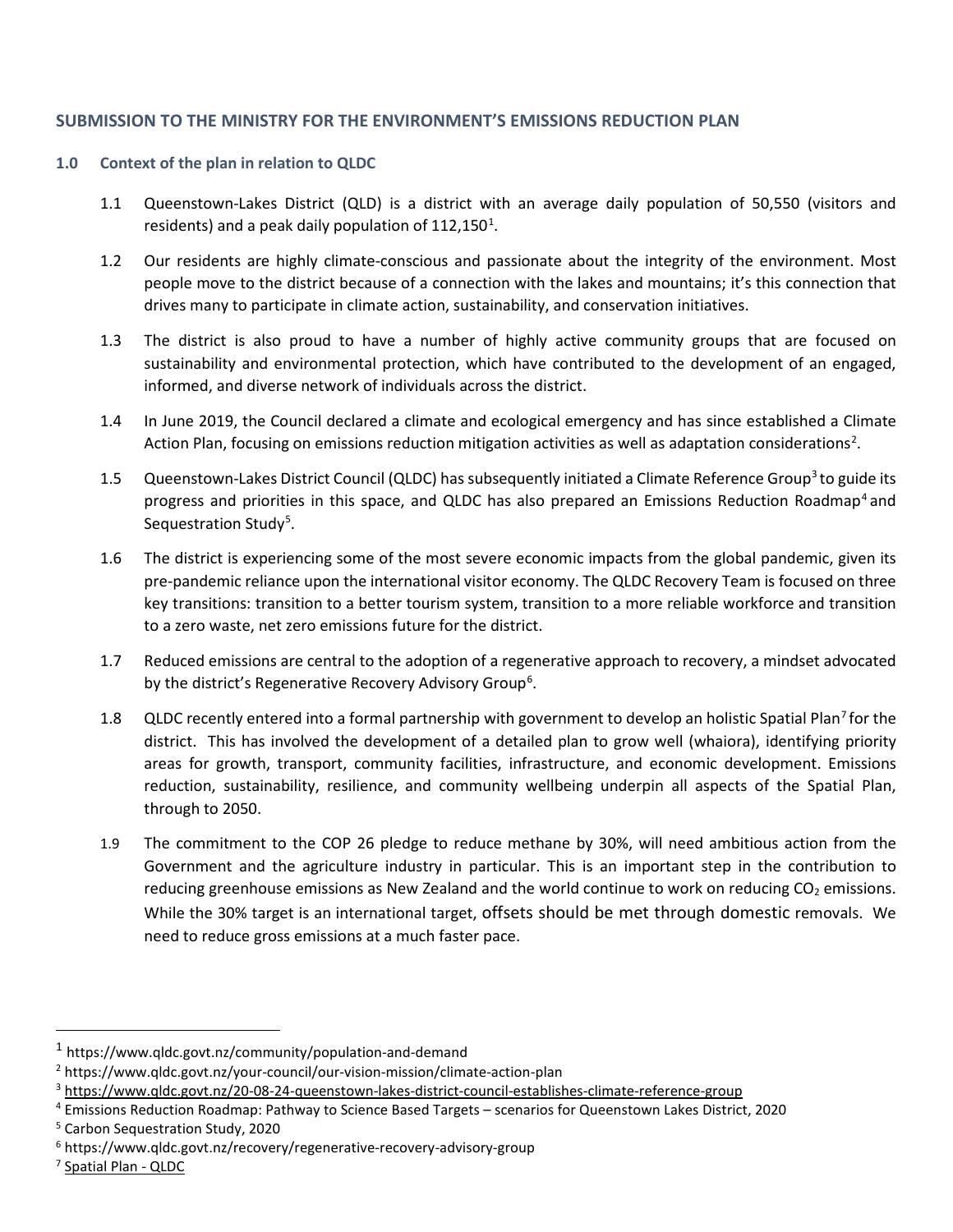## SUBMISSION TO THE MINISTRY FOR THE ENVIRONMENT'S EMISSIONS REDUCTION PLAN

### 1.0 Context of the plan in relation to QLDC

1.1 Queenstown-Lakes District (QLD) is a district with an average daily population of 50,550 (visitors and residents) and a peak daily population of 112,150[1].

1.2 Our residents are highly climate-conscious and passionate about the integrity of the environment. Most people move to the district because of a connection with the lakes and mountains; it's this connection that drives many to participate in climate action, sustainability, and conservation initiatives.

1.3 The district is also proud to have a number of highly active community groups that are focused on sustainability and environmental protection, which have contributed to the development of an engaged, informed, and diverse network of individuals across the district.

1.4 In June 2019, the Council declared a climate and ecological emergency and has since established a Climate Action Plan, focusing on emissions reduction mitigation activities as well as adaptation considerations[2].

1.5 Queenstown-Lakes District Council (QLDC) has subsequently initiated a Climate Reference Group[3] to guide its progress and priorities in this space, and QLDC has also prepared an Emissions Reduction Roadmap[4] and Sequestration Study[5].

1.6 The district is experiencing some of the most severe economic impacts from the global pandemic, given its pre-pandemic reliance upon the international visitor economy. The QLDC Recovery Team is focused on three key transitions: transition to a better tourism system, transition to a more reliable workforce and transition to a zero waste, net zero emissions future for the district.

1.7 Reduced emissions are central to the adoption of a regenerative approach to recovery, a mindset advocated by the district's Regenerative Recovery Advisory Group[6].

1.8 QLDC recently entered into a formal partnership with government to develop an holistic Spatial Plan[7] for the district. This has involved the development of a detailed plan to grow well (whaiora), identifying priority areas for growth, transport, community facilities, infrastructure, and economic development. Emissions reduction, sustainability, resilience, and community wellbeing underpin all aspects of the Spatial Plan, through to 2050.

1.9 The commitment to the COP 26 pledge to reduce methane by 30%, will need ambitious action from the Government and the agriculture industry in particular. This is an important step in the contribution to reducing greenhouse emissions as New Zealand and the world continue to work on reducing $CO_2$ emissions. While the 30% target is an international target, offsets should be met through domestic removals. We need to reduce gross emissions at a much faster pace.

---

[1] https://www.qldc.govt.nz/community/population-and-demand

[2] https://www.qldc.govt.nz/your-council/our-vision-mission/climate-action-plan

[3] https://www.qldc.govt.nz/20-08-24-queenstown-lakes-district-council-establishes-climate-reference-group

[4] Emissions Reduction Roadmap: Pathway to Science Based Targets – scenarios for Queenstown Lakes District, 2020

[5] Carbon Sequestration Study, 2020

[6] https://www.qldc.govt.nz/recovery/regenerative-recovery-advisory-group

[7] Spatial Plan - QLDC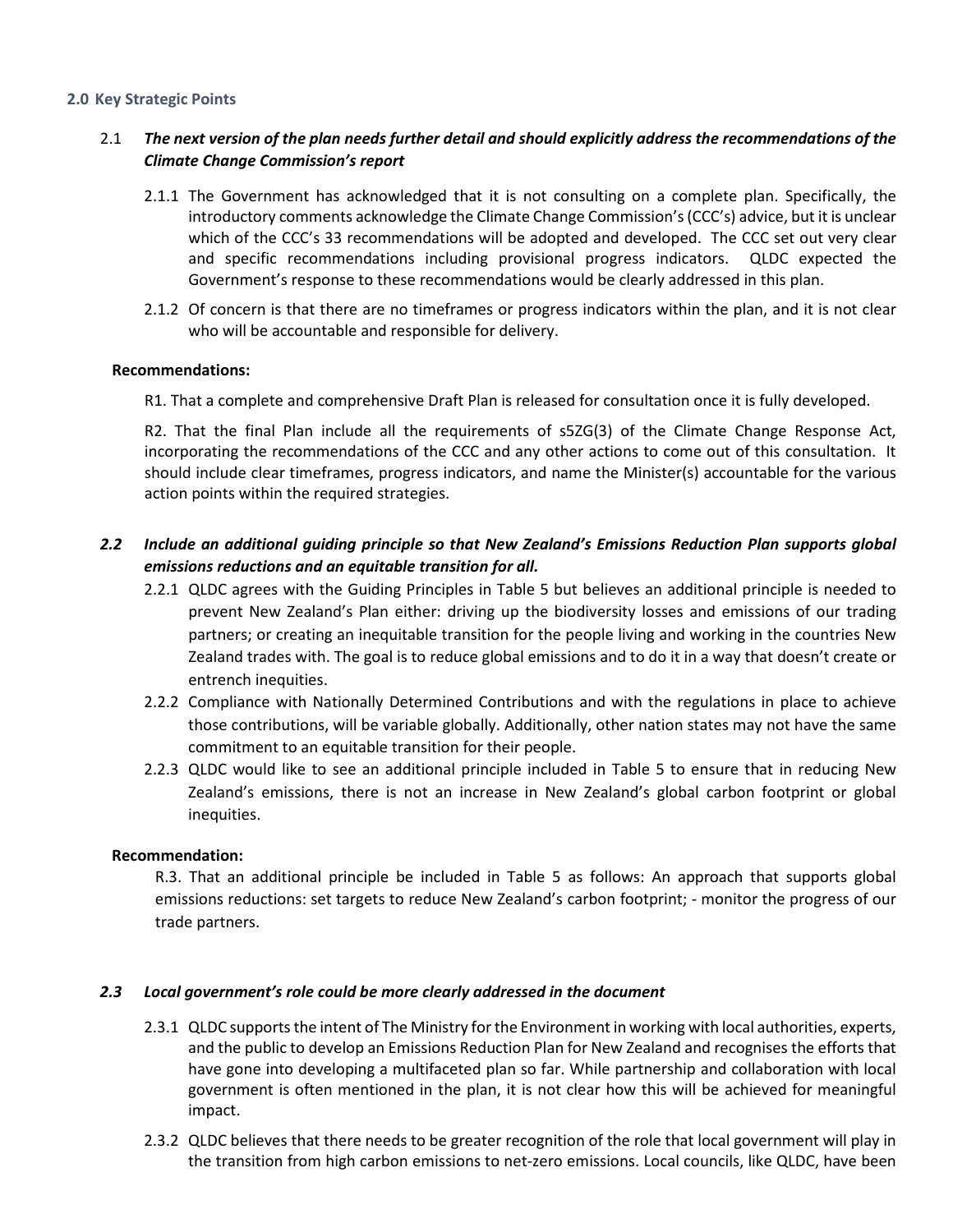## 2.0 Key Strategic Points

### 2.1 *The next version of the plan needs further detail and should explicitly address the recommendations of the Climate Change Commission's report*

2.1.1 The Government has acknowledged that it is not consulting on a complete plan. Specifically, the introductory comments acknowledge the Climate Change Commission's (CCC's) advice, but it is unclear which of the CCC's 33 recommendations will be adopted and developed. The CCC set out very clear and specific recommendations including provisional progress indicators. QLDC expected the Government's response to these recommendations would be clearly addressed in this plan.

2.1.2 Of concern is that there are no timeframes or progress indicators within the plan, and it is not clear who will be accountable and responsible for delivery.

**Recommendations:**

R1. That a complete and comprehensive Draft Plan is released for consultation once it is fully developed.

R2. That the final Plan include all the requirements of s5ZG(3) of the Climate Change Response Act, incorporating the recommendations of the CCC and any other actions to come out of this consultation. It should include clear timeframes, progress indicators, and name the Minister(s) accountable for the various action points within the required strategies.

### 2.2 *Include an additional guiding principle so that New Zealand's Emissions Reduction Plan supports global emissions reductions and an equitable transition for all.*

2.2.1 QLDC agrees with the Guiding Principles in Table 5 but believes an additional principle is needed to prevent New Zealand's Plan either: driving up the biodiversity losses and emissions of our trading partners; or creating an inequitable transition for the people living and working in the countries New Zealand trades with. The goal is to reduce global emissions and to do it in a way that doesn't create or entrench inequities.

2.2.2 Compliance with Nationally Determined Contributions and with the regulations in place to achieve those contributions, will be variable globally. Additionally, other nation states may not have the same commitment to an equitable transition for their people.

2.2.3 QLDC would like to see an additional principle included in Table 5 to ensure that in reducing New Zealand's emissions, there is not an increase in New Zealand's global carbon footprint or global inequities.

**Recommendation:**

R.3. That an additional principle be included in Table 5 as follows: An approach that supports global emissions reductions: set targets to reduce New Zealand's carbon footprint; - monitor the progress of our trade partners.

### 2.3 *Local government's role could be more clearly addressed in the document*

2.3.1 QLDC supports the intent of The Ministry for the Environment in working with local authorities, experts, and the public to develop an Emissions Reduction Plan for New Zealand and recognises the efforts that have gone into developing a multifaceted plan so far. While partnership and collaboration with local government is often mentioned in the plan, it is not clear how this will be achieved for meaningful impact.

2.3.2 QLDC believes that there needs to be greater recognition of the role that local government will play in the transition from high carbon emissions to net-zero emissions. Local councils, like QLDC, have been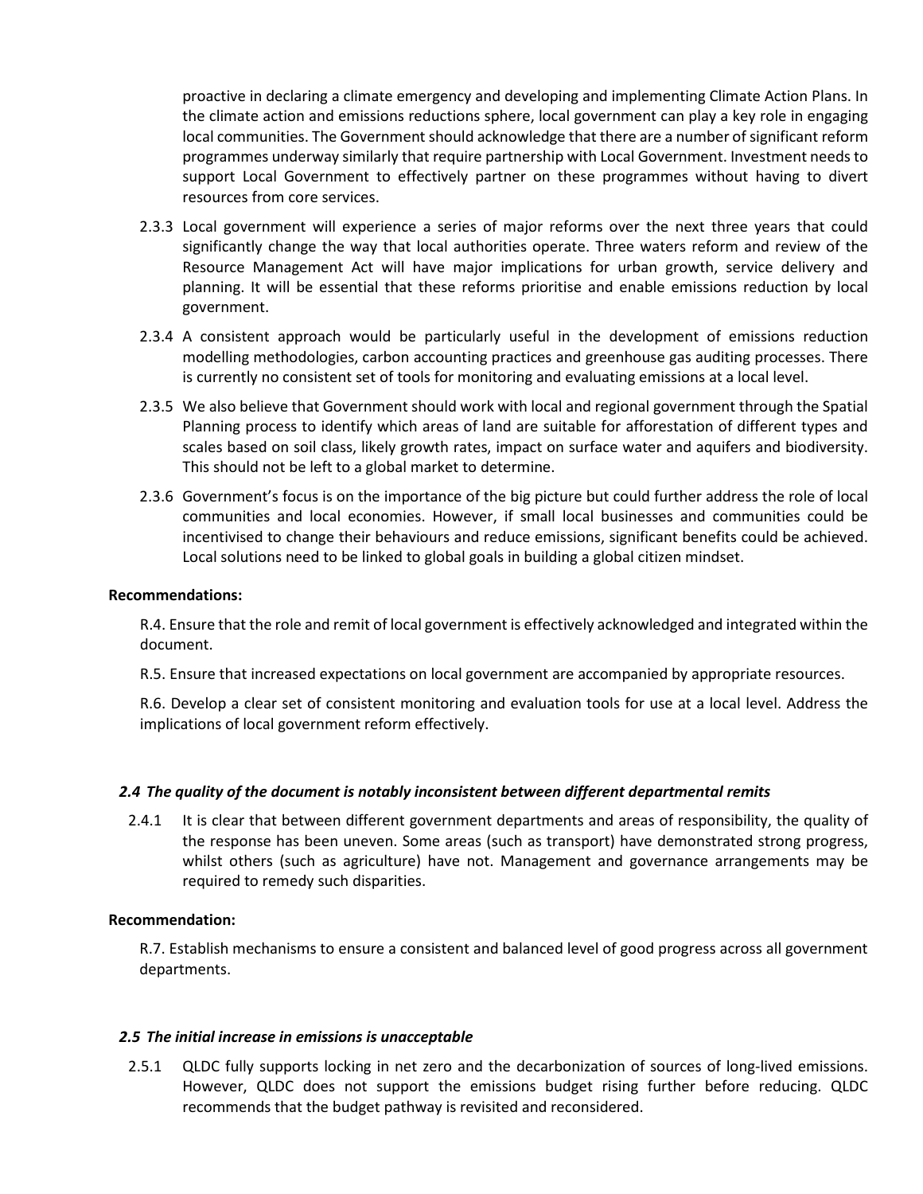proactive in declaring a climate emergency and developing and implementing Climate Action Plans. In the climate action and emissions reductions sphere, local government can play a key role in engaging local communities. The Government should acknowledge that there are a number of significant reform programmes underway similarly that require partnership with Local Government. Investment needs to support Local Government to effectively partner on these programmes without having to divert resources from core services.

2.3.3 Local government will experience a series of major reforms over the next three years that could significantly change the way that local authorities operate. Three waters reform and review of the Resource Management Act will have major implications for urban growth, service delivery and planning. It will be essential that these reforms prioritise and enable emissions reduction by local government.

2.3.4 A consistent approach would be particularly useful in the development of emissions reduction modelling methodologies, carbon accounting practices and greenhouse gas auditing processes. There is currently no consistent set of tools for monitoring and evaluating emissions at a local level.

2.3.5 We also believe that Government should work with local and regional government through the Spatial Planning process to identify which areas of land are suitable for afforestation of different types and scales based on soil class, likely growth rates, impact on surface water and aquifers and biodiversity. This should not be left to a global market to determine.

2.3.6 Government's focus is on the importance of the big picture but could further address the role of local communities and local economies. However, if small local businesses and communities could be incentivised to change their behaviours and reduce emissions, significant benefits could be achieved. Local solutions need to be linked to global goals in building a global citizen mindset.

**Recommendations:**

R.4. Ensure that the role and remit of local government is effectively acknowledged and integrated within the document.

R.5. Ensure that increased expectations on local government are accompanied by appropriate resources.

R.6. Develop a clear set of consistent monitoring and evaluation tools for use at a local level. Address the implications of local government reform effectively.

### *2.4 The quality of the document is notably inconsistent between different departmental remits*

2.4.1 It is clear that between different government departments and areas of responsibility, the quality of the response has been uneven. Some areas (such as transport) have demonstrated strong progress, whilst others (such as agriculture) have not. Management and governance arrangements may be required to remedy such disparities.

**Recommendation:**

R.7. Establish mechanisms to ensure a consistent and balanced level of good progress across all government departments.

### *2.5 The initial increase in emissions is unacceptable*

2.5.1 QLDC fully supports locking in net zero and the decarbonization of sources of long-lived emissions. However, QLDC does not support the emissions budget rising further before reducing. QLDC recommends that the budget pathway is revisited and reconsidered.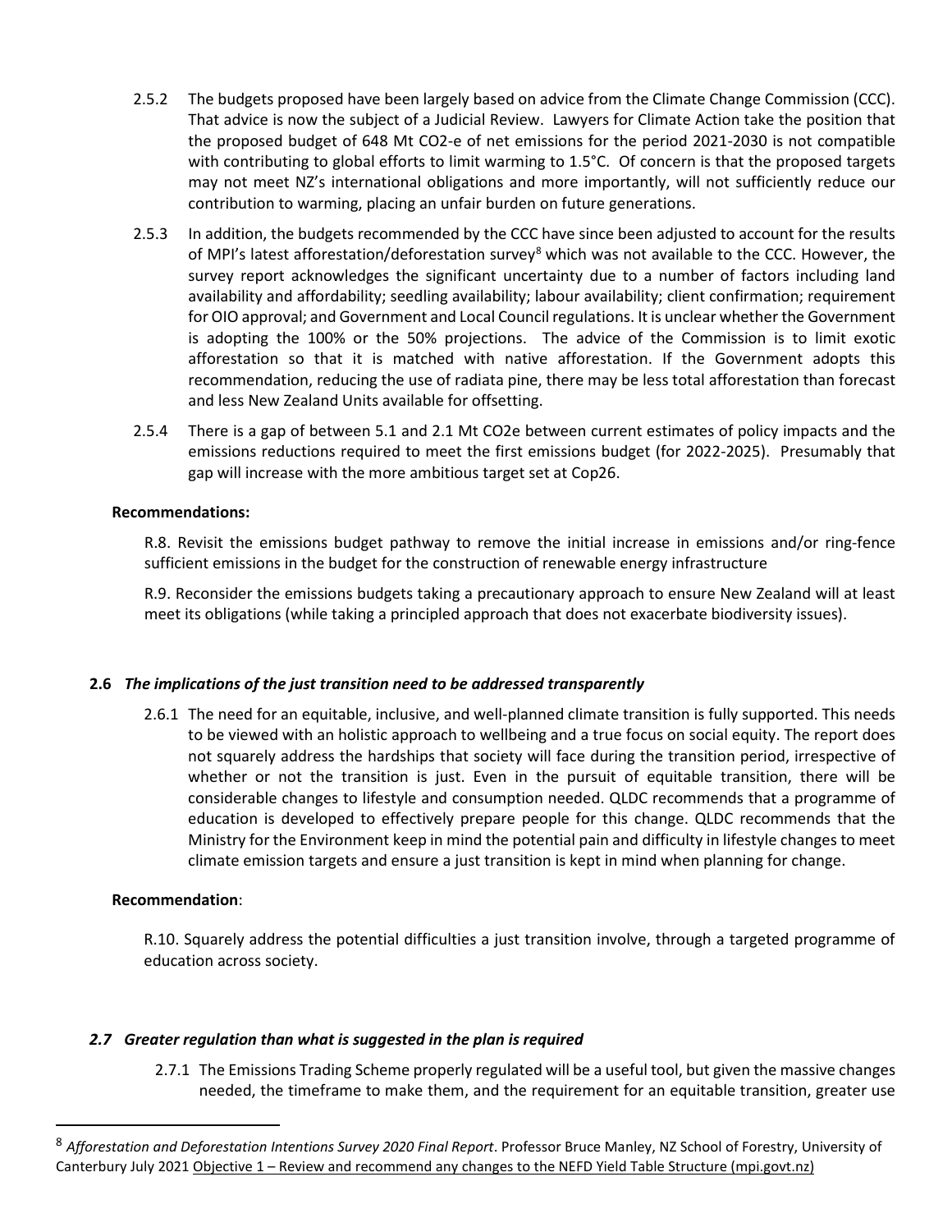2.5.2 The budgets proposed have been largely based on advice from the Climate Change Commission (CCC). That advice is now the subject of a Judicial Review. Lawyers for Climate Action take the position that the proposed budget of 648 Mt CO2-e of net emissions for the period 2021-2030 is not compatible with contributing to global efforts to limit warming to 1.5°C. Of concern is that the proposed targets may not meet NZ's international obligations and more importantly, will not sufficiently reduce our contribution to warming, placing an unfair burden on future generations.

2.5.3 In addition, the budgets recommended by the CCC have since been adjusted to account for the results of MPI's latest afforestation/deforestation survey[8] which was not available to the CCC. However, the survey report acknowledges the significant uncertainty due to a number of factors including land availability and affordability; seedling availability; labour availability; client confirmation; requirement for OIO approval; and Government and Local Council regulations. It is unclear whether the Government is adopting the 100% or the 50% projections. The advice of the Commission is to limit exotic afforestation so that it is matched with native afforestation. If the Government adopts this recommendation, reducing the use of radiata pine, there may be less total afforestation than forecast and less New Zealand Units available for offsetting.

2.5.4 There is a gap of between 5.1 and 2.1 Mt CO2e between current estimates of policy impacts and the emissions reductions required to meet the first emissions budget (for 2022-2025). Presumably that gap will increase with the more ambitious target set at Cop26.

**Recommendations:**

R.8. Revisit the emissions budget pathway to remove the initial increase in emissions and/or ring-fence sufficient emissions in the budget for the construction of renewable energy infrastructure

R.9. Reconsider the emissions budgets taking a precautionary approach to ensure New Zealand will at least meet its obligations (while taking a principled approach that does not exacerbate biodiversity issues).

### 2.6 *The implications of the just transition need to be addressed transparently*

2.6.1 The need for an equitable, inclusive, and well-planned climate transition is fully supported. This needs to be viewed with an holistic approach to wellbeing and a true focus on social equity. The report does not squarely address the hardships that society will face during the transition period, irrespective of whether or not the transition is just. Even in the pursuit of equitable transition, there will be considerable changes to lifestyle and consumption needed. QLDC recommends that a programme of education is developed to effectively prepare people for this change. QLDC recommends that the Ministry for the Environment keep in mind the potential pain and difficulty in lifestyle changes to meet climate emission targets and ensure a just transition is kept in mind when planning for change.

**Recommendation**:

R.10. Squarely address the potential difficulties a just transition involve, through a targeted programme of education across society.

### *2.7 Greater regulation than what is suggested in the plan is required*

2.7.1 The Emissions Trading Scheme properly regulated will be a useful tool, but given the massive changes needed, the timeframe to make them, and the requirement for an equitable transition, greater use

[8] *Afforestation and Deforestation Intentions Survey 2020 Final Report*. Professor Bruce Manley, NZ School of Forestry, University of Canterbury July 2021 Objective 1 – Review and recommend any changes to the NEFD Yield Table Structure (mpi.govt.nz)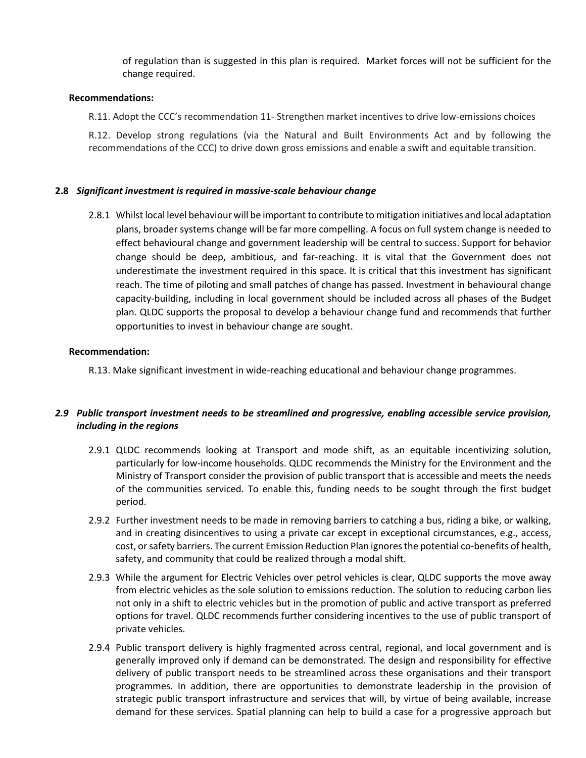of regulation than is suggested in this plan is required. Market forces will not be sufficient for the change required.

**Recommendations:**

R.11. Adopt the CCC's recommendation 11- Strengthen market incentives to drive low-emissions choices

R.12. Develop strong regulations (via the Natural and Built Environments Act and by following the recommendations of the CCC) to drive down gross emissions and enable a swift and equitable transition.

### 2.8 *Significant investment is required in massive-scale behaviour change*

2.8.1 Whilst local level behaviour will be important to contribute to mitigation initiatives and local adaptation plans, broader systems change will be far more compelling. A focus on full system change is needed to effect behavioural change and government leadership will be central to success. Support for behavior change should be deep, ambitious, and far-reaching. It is vital that the Government does not underestimate the investment required in this space. It is critical that this investment has significant reach. The time of piloting and small patches of change has passed. Investment in behavioural change capacity-building, including in local government should be included across all phases of the Budget plan. QLDC supports the proposal to develop a behaviour change fund and recommends that further opportunities to invest in behaviour change are sought.

**Recommendation:**

R.13. Make significant investment in wide-reaching educational and behaviour change programmes.

### *2.9 Public transport investment needs to be streamlined and progressive, enabling accessible service provision, including in the regions*

2.9.1 QLDC recommends looking at Transport and mode shift, as an equitable incentivizing solution, particularly for low-income households. QLDC recommends the Ministry for the Environment and the Ministry of Transport consider the provision of public transport that is accessible and meets the needs of the communities serviced. To enable this, funding needs to be sought through the first budget period.

2.9.2 Further investment needs to be made in removing barriers to catching a bus, riding a bike, or walking, and in creating disincentives to using a private car except in exceptional circumstances, e.g., access, cost, or safety barriers. The current Emission Reduction Plan ignores the potential co-benefits of health, safety, and community that could be realized through a modal shift.

2.9.3 While the argument for Electric Vehicles over petrol vehicles is clear, QLDC supports the move away from electric vehicles as the sole solution to emissions reduction. The solution to reducing carbon lies not only in a shift to electric vehicles but in the promotion of public and active transport as preferred options for travel. QLDC recommends further considering incentives to the use of public transport of private vehicles.

2.9.4 Public transport delivery is highly fragmented across central, regional, and local government and is generally improved only if demand can be demonstrated. The design and responsibility for effective delivery of public transport needs to be streamlined across these organisations and their transport programmes. In addition, there are opportunities to demonstrate leadership in the provision of strategic public transport infrastructure and services that will, by virtue of being available, increase demand for these services. Spatial planning can help to build a case for a progressive approach but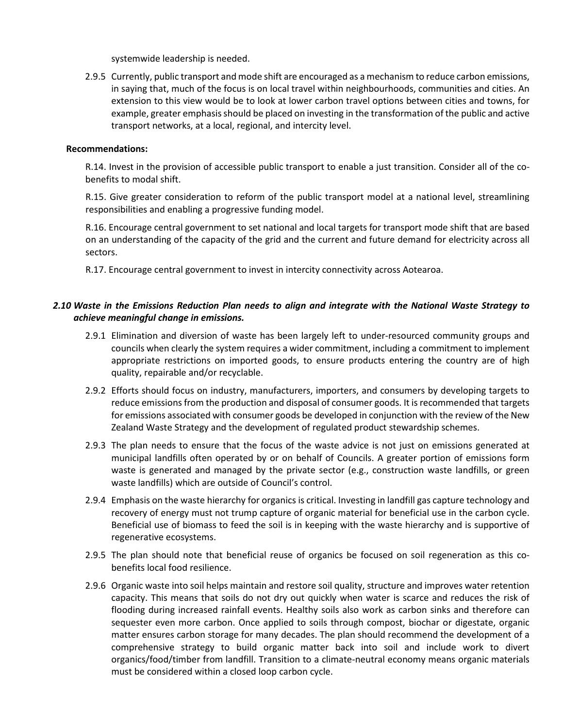systemwide leadership is needed.

2.9.5 Currently, public transport and mode shift are encouraged as a mechanism to reduce carbon emissions, in saying that, much of the focus is on local travel within neighbourhoods, communities and cities. An extension to this view would be to look at lower carbon travel options between cities and towns, for example, greater emphasis should be placed on investing in the transformation of the public and active transport networks, at a local, regional, and intercity level.

**Recommendations:**

R.14. Invest in the provision of accessible public transport to enable a just transition. Consider all of the co-benefits to modal shift.

R.15. Give greater consideration to reform of the public transport model at a national level, streamlining responsibilities and enabling a progressive funding model.

R.16. Encourage central government to set national and local targets for transport mode shift that are based on an understanding of the capacity of the grid and the current and future demand for electricity across all sectors.

R.17. Encourage central government to invest in intercity connectivity across Aotearoa.

### *2.10 Waste in the Emissions Reduction Plan needs to align and integrate with the National Waste Strategy to achieve meaningful change in emissions.*

2.9.1 Elimination and diversion of waste has been largely left to under-resourced community groups and councils when clearly the system requires a wider commitment, including a commitment to implement appropriate restrictions on imported goods, to ensure products entering the country are of high quality, repairable and/or recyclable.

2.9.2 Efforts should focus on industry, manufacturers, importers, and consumers by developing targets to reduce emissions from the production and disposal of consumer goods. It is recommended that targets for emissions associated with consumer goods be developed in conjunction with the review of the New Zealand Waste Strategy and the development of regulated product stewardship schemes.

2.9.3 The plan needs to ensure that the focus of the waste advice is not just on emissions generated at municipal landfills often operated by or on behalf of Councils. A greater portion of emissions form waste is generated and managed by the private sector (e.g., construction waste landfills, or green waste landfills) which are outside of Council's control.

2.9.4 Emphasis on the waste hierarchy for organics is critical. Investing in landfill gas capture technology and recovery of energy must not trump capture of organic material for beneficial use in the carbon cycle. Beneficial use of biomass to feed the soil is in keeping with the waste hierarchy and is supportive of regenerative ecosystems.

2.9.5 The plan should note that beneficial reuse of organics be focused on soil regeneration as this co-benefits local food resilience.

2.9.6 Organic waste into soil helps maintain and restore soil quality, structure and improves water retention capacity. This means that soils do not dry out quickly when water is scarce and reduces the risk of flooding during increased rainfall events. Healthy soils also work as carbon sinks and therefore can sequester even more carbon. Once applied to soils through compost, biochar or digestate, organic matter ensures carbon storage for many decades. The plan should recommend the development of a comprehensive strategy to build organic matter back into soil and include work to divert organics/food/timber from landfill. Transition to a climate-neutral economy means organic materials must be considered within a closed loop carbon cycle.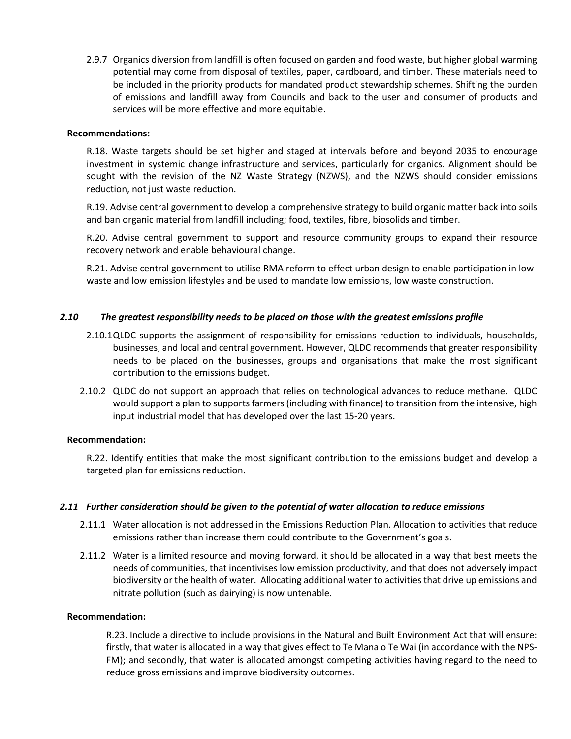2.9.7 Organics diversion from landfill is often focused on garden and food waste, but higher global warming potential may come from disposal of textiles, paper, cardboard, and timber. These materials need to be included in the priority products for mandated product stewardship schemes. Shifting the burden of emissions and landfill away from Councils and back to the user and consumer of products and services will be more effective and more equitable.

**Recommendations:**

R.18. Waste targets should be set higher and staged at intervals before and beyond 2035 to encourage investment in systemic change infrastructure and services, particularly for organics. Alignment should be sought with the revision of the NZ Waste Strategy (NZWS), and the NZWS should consider emissions reduction, not just waste reduction.

R.19. Advise central government to develop a comprehensive strategy to build organic matter back into soils and ban organic material from landfill including; food, textiles, fibre, biosolids and timber.

R.20. Advise central government to support and resource community groups to expand their resource recovery network and enable behavioural change.

R.21. Advise central government to utilise RMA reform to effect urban design to enable participation in low-waste and low emission lifestyles and be used to mandate low emissions, low waste construction.

### *2.10 The greatest responsibility needs to be placed on those with the greatest emissions profile*

2.10.1 QLDC supports the assignment of responsibility for emissions reduction to individuals, households, businesses, and local and central government. However, QLDC recommends that greater responsibility needs to be placed on the businesses, groups and organisations that make the most significant contribution to the emissions budget.

2.10.2 QLDC do not support an approach that relies on technological advances to reduce methane. QLDC would support a plan to supports farmers (including with finance) to transition from the intensive, high input industrial model that has developed over the last 15-20 years.

**Recommendation:**

R.22. Identify entities that make the most significant contribution to the emissions budget and develop a targeted plan for emissions reduction.

### *2.11 Further consideration should be given to the potential of water allocation to reduce emissions*

2.11.1 Water allocation is not addressed in the Emissions Reduction Plan. Allocation to activities that reduce emissions rather than increase them could contribute to the Government's goals.

2.11.2 Water is a limited resource and moving forward, it should be allocated in a way that best meets the needs of communities, that incentivises low emission productivity, and that does not adversely impact biodiversity or the health of water. Allocating additional water to activities that drive up emissions and nitrate pollution (such as dairying) is now untenable.

**Recommendation:**

R.23. Include a directive to include provisions in the Natural and Built Environment Act that will ensure: firstly, that water is allocated in a way that gives effect to Te Mana o Te Wai (in accordance with the NPS-FM); and secondly, that water is allocated amongst competing activities having regard to the need to reduce gross emissions and improve biodiversity outcomes.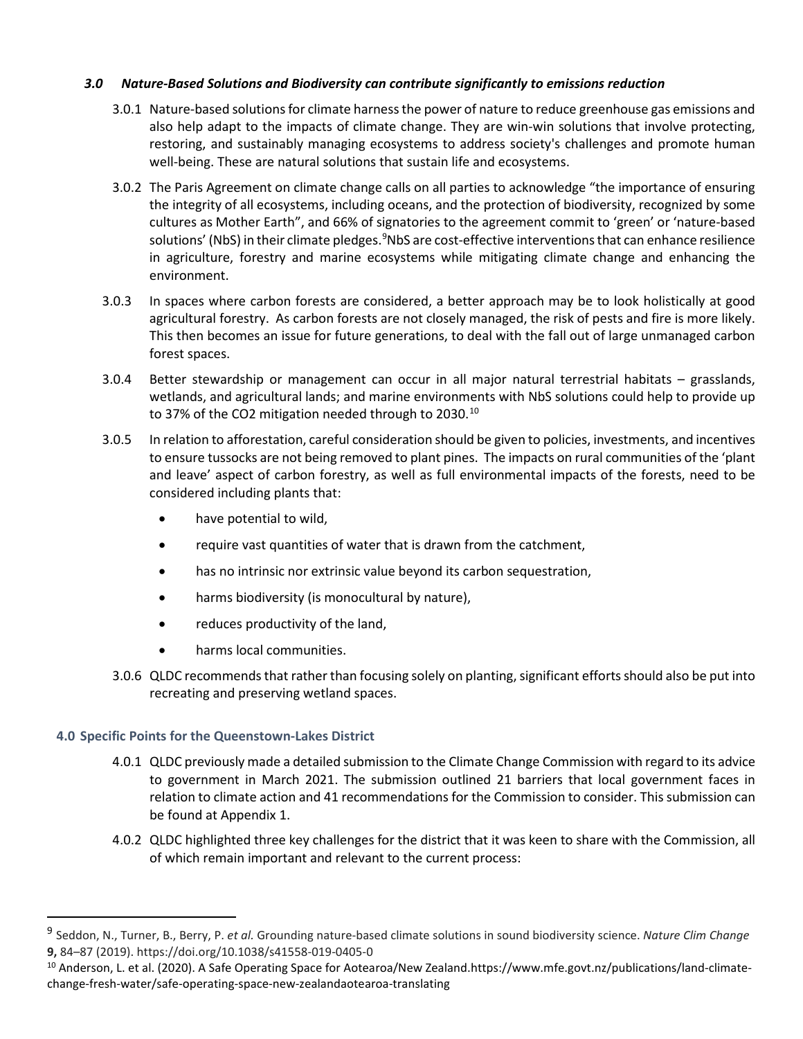### *3.0 Nature-Based Solutions and Biodiversity can contribute significantly to emissions reduction*

3.0.1 Nature-based solutions for climate harness the power of nature to reduce greenhouse gas emissions and also help adapt to the impacts of climate change. They are win-win solutions that involve protecting, restoring, and sustainably managing ecosystems to address society's challenges and promote human well-being. These are natural solutions that sustain life and ecosystems.

3.0.2 The Paris Agreement on climate change calls on all parties to acknowledge "the importance of ensuring the integrity of all ecosystems, including oceans, and the protection of biodiversity, recognized by some cultures as Mother Earth", and 66% of signatories to the agreement commit to 'green' or 'nature-based solutions' (NbS) in their climate pledges.[9] NbS are cost-effective interventions that can enhance resilience in agriculture, forestry and marine ecosystems while mitigating climate change and enhancing the environment.

3.0.3 In spaces where carbon forests are considered, a better approach may be to look holistically at good agricultural forestry. As carbon forests are not closely managed, the risk of pests and fire is more likely. This then becomes an issue for future generations, to deal with the fall out of large unmanaged carbon forest spaces.

3.0.4 Better stewardship or management can occur in all major natural terrestrial habitats – grasslands, wetlands, and agricultural lands; and marine environments with NbS solutions could help to provide up to 37% of the $CO_2$ mitigation needed through to 2030.[10]

3.0.5 In relation to afforestation, careful consideration should be given to policies, investments, and incentives to ensure tussocks are not being removed to plant pines. The impacts on rural communities of the 'plant and leave' aspect of carbon forestry, as well as full environmental impacts of the forests, need to be considered including plants that:

- have potential to wild,
- require vast quantities of water that is drawn from the catchment,
- has no intrinsic nor extrinsic value beyond its carbon sequestration,
- harms biodiversity (is monocultural by nature),
- reduces productivity of the land,
- harms local communities.

3.0.6 QLDC recommends that rather than focusing solely on planting, significant efforts should also be put into recreating and preserving wetland spaces.

### 4.0 Specific Points for the Queenstown-Lakes District

4.0.1 QLDC previously made a detailed submission to the Climate Change Commission with regard to its advice to government in March 2021. The submission outlined 21 barriers that local government faces in relation to climate action and 41 recommendations for the Commission to consider. This submission can be found at Appendix 1.

4.0.2 QLDC highlighted three key challenges for the district that it was keen to share with the Commission, all of which remain important and relevant to the current process:

---

[9] Seddon, N., Turner, B., Berry, P. *et al.* Grounding nature-based climate solutions in sound biodiversity science. *Nature Clim Change* **9,** 84–87 (2019). https://doi.org/10.1038/s41558-019-0405-0

[10] Anderson, L. et al. (2020). A Safe Operating Space for Aotearoa/New Zealand.https://www.mfe.govt.nz/publications/land-climate-change-fresh-water/safe-operating-space-new-zealandaotearoa-translating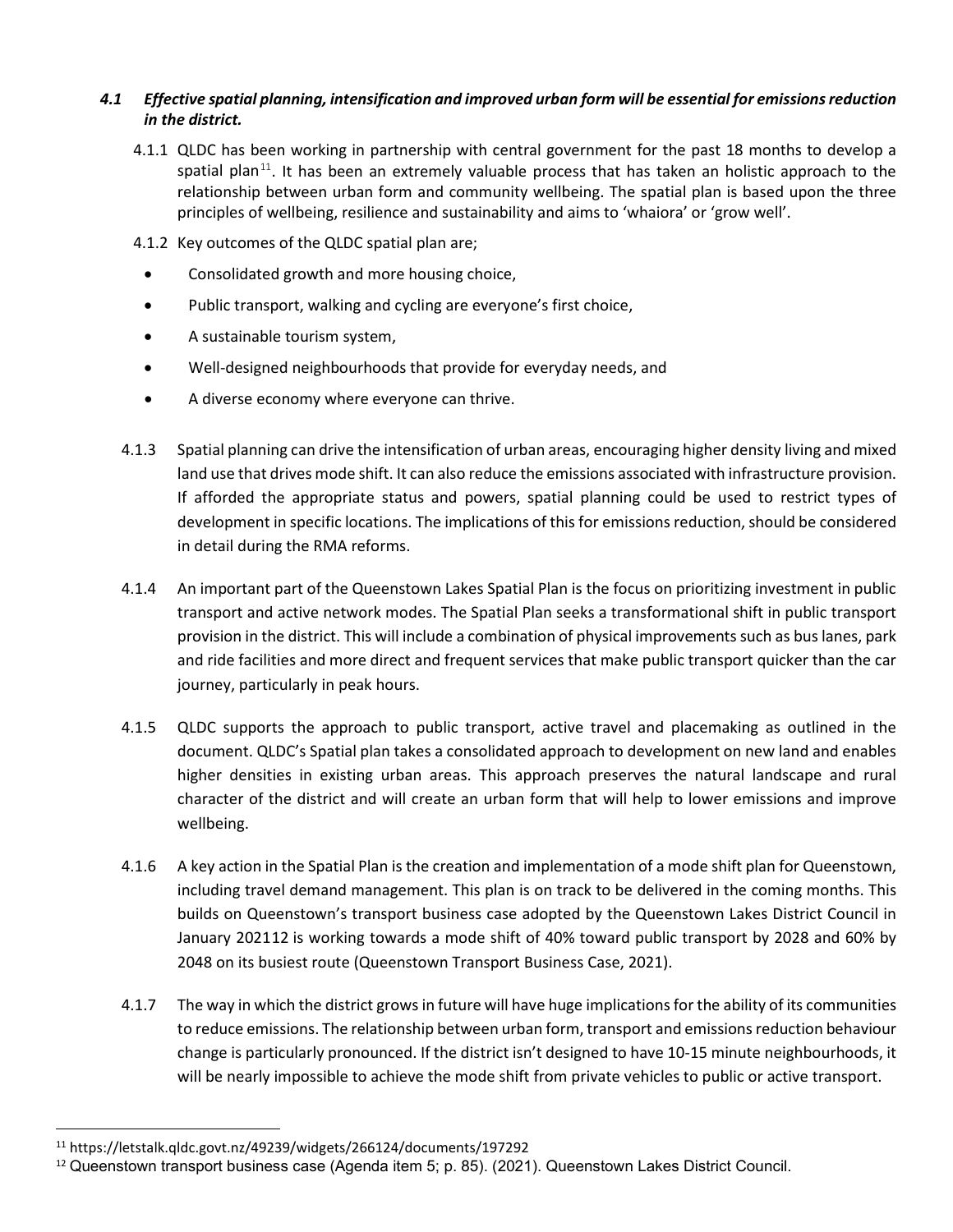### *4.1 Effective spatial planning, intensification and improved urban form will be essential for emissions reduction in the district.*

4.1.1 QLDC has been working in partnership with central government for the past 18 months to develop a spatial plan[11]. It has been an extremely valuable process that has taken an holistic approach to the relationship between urban form and community wellbeing. The spatial plan is based upon the three principles of wellbeing, resilience and sustainability and aims to 'whaiora' or 'grow well'.

4.1.2 Key outcomes of the QLDC spatial plan are;

- Consolidated growth and more housing choice,
- Public transport, walking and cycling are everyone's first choice,
- A sustainable tourism system,
- Well-designed neighbourhoods that provide for everyday needs, and
- A diverse economy where everyone can thrive.

4.1.3 Spatial planning can drive the intensification of urban areas, encouraging higher density living and mixed land use that drives mode shift. It can also reduce the emissions associated with infrastructure provision. If afforded the appropriate status and powers, spatial planning could be used to restrict types of development in specific locations. The implications of this for emissions reduction, should be considered in detail during the RMA reforms.

4.1.4 An important part of the Queenstown Lakes Spatial Plan is the focus on prioritizing investment in public transport and active network modes. The Spatial Plan seeks a transformational shift in public transport provision in the district. This will include a combination of physical improvements such as bus lanes, park and ride facilities and more direct and frequent services that make public transport quicker than the car journey, particularly in peak hours.

4.1.5 QLDC supports the approach to public transport, active travel and placemaking as outlined in the document. QLDC's Spatial plan takes a consolidated approach to development on new land and enables higher densities in existing urban areas. This approach preserves the natural landscape and rural character of the district and will create an urban form that will help to lower emissions and improve wellbeing.

4.1.6 A key action in the Spatial Plan is the creation and implementation of a mode shift plan for Queenstown, including travel demand management. This plan is on track to be delivered in the coming months. This builds on Queenstown's transport business case adopted by the Queenstown Lakes District Council in January 2021[12] is working towards a mode shift of 40% toward public transport by 2028 and 60% by 2048 on its busiest route (Queenstown Transport Business Case, 2021).

4.1.7 The way in which the district grows in future will have huge implications for the ability of its communities to reduce emissions. The relationship between urban form, transport and emissions reduction behaviour change is particularly pronounced. If the district isn't designed to have 10-15 minute neighbourhoods, it will be nearly impossible to achieve the mode shift from private vehicles to public or active transport.

---

[11] https://letstalk.qldc.govt.nz/49239/widgets/266124/documents/197292

[12] Queenstown transport business case (Agenda item 5; p. 85). (2021). Queenstown Lakes District Council.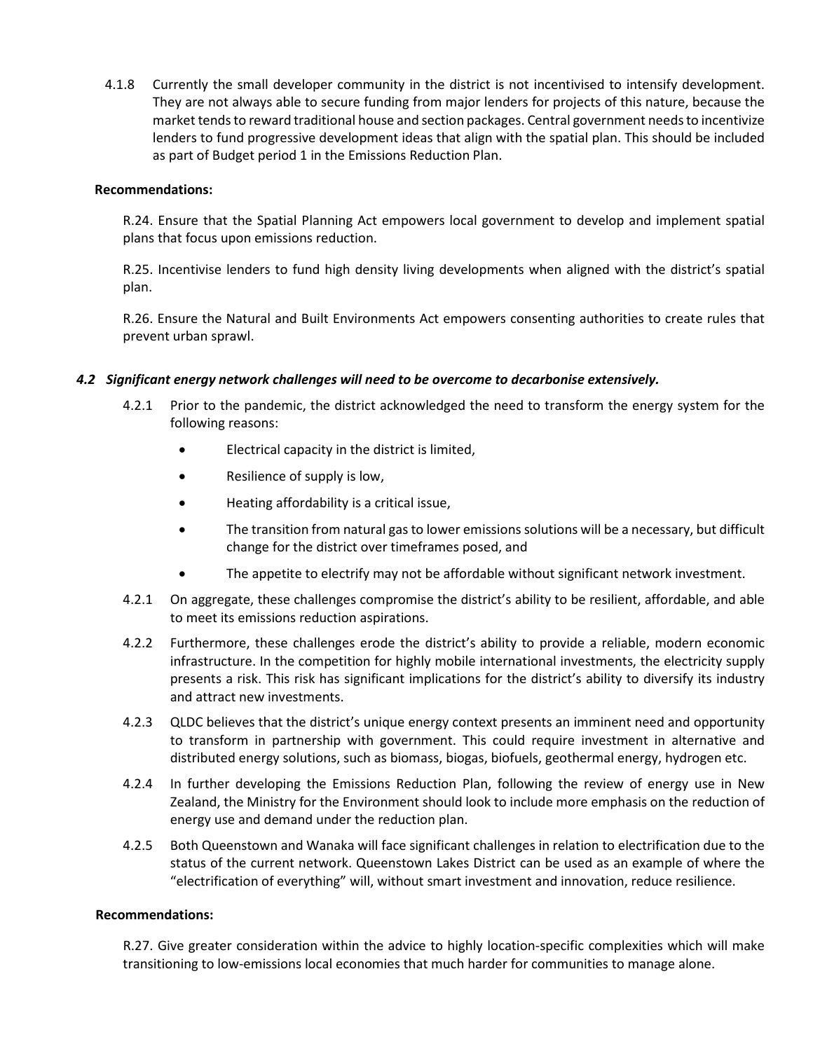4.1.8 Currently the small developer community in the district is not incentivised to intensify development. They are not always able to secure funding from major lenders for projects of this nature, because the market tends to reward traditional house and section packages. Central government needs to incentivize lenders to fund progressive development ideas that align with the spatial plan. This should be included as part of Budget period 1 in the Emissions Reduction Plan.

**Recommendations:**

R.24. Ensure that the Spatial Planning Act empowers local government to develop and implement spatial plans that focus upon emissions reduction.

R.25. Incentivise lenders to fund high density living developments when aligned with the district's spatial plan.

R.26. Ensure the Natural and Built Environments Act empowers consenting authorities to create rules that prevent urban sprawl.

### *4.2 Significant energy network challenges will need to be overcome to decarbonise extensively.*

4.2.1 Prior to the pandemic, the district acknowledged the need to transform the energy system for the following reasons:

- Electrical capacity in the district is limited,
- Resilience of supply is low,
- Heating affordability is a critical issue,
- The transition from natural gas to lower emissions solutions will be a necessary, but difficult change for the district over timeframes posed, and
- The appetite to electrify may not be affordable without significant network investment.

4.2.1 On aggregate, these challenges compromise the district's ability to be resilient, affordable, and able to meet its emissions reduction aspirations.

4.2.2 Furthermore, these challenges erode the district's ability to provide a reliable, modern economic infrastructure. In the competition for highly mobile international investments, the electricity supply presents a risk. This risk has significant implications for the district's ability to diversify its industry and attract new investments.

4.2.3 QLDC believes that the district's unique energy context presents an imminent need and opportunity to transform in partnership with government. This could require investment in alternative and distributed energy solutions, such as biomass, biogas, biofuels, geothermal energy, hydrogen etc.

4.2.4 In further developing the Emissions Reduction Plan, following the review of energy use in New Zealand, the Ministry for the Environment should look to include more emphasis on the reduction of energy use and demand under the reduction plan.

4.2.5 Both Queenstown and Wanaka will face significant challenges in relation to electrification due to the status of the current network. Queenstown Lakes District can be used as an example of where the "electrification of everything" will, without smart investment and innovation, reduce resilience.

**Recommendations:**

R.27. Give greater consideration within the advice to highly location-specific complexities which will make transitioning to low-emissions local economies that much harder for communities to manage alone.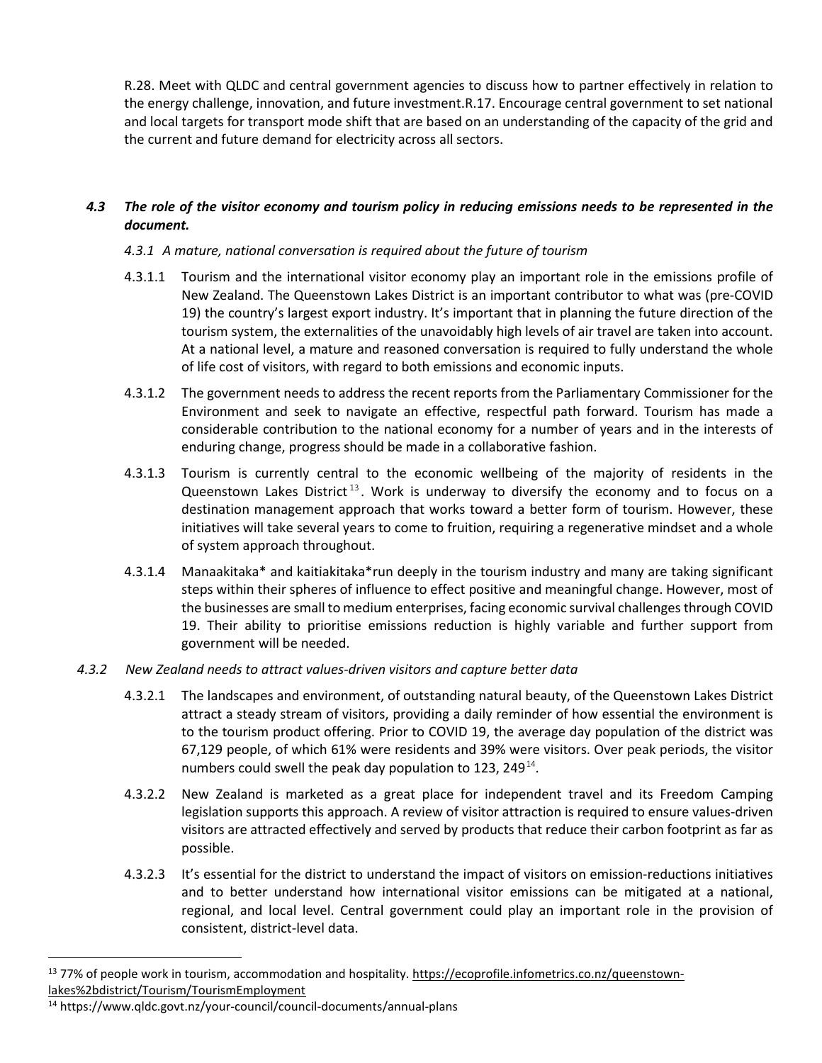R.28. Meet with QLDC and central government agencies to discuss how to partner effectively in relation to the energy challenge, innovation, and future investment.R.17. Encourage central government to set national and local targets for transport mode shift that are based on an understanding of the capacity of the grid and the current and future demand for electricity across all sectors.

### *4.3 The role of the visitor economy and tourism policy in reducing emissions needs to be represented in the document.*

#### *4.3.1 A mature, national conversation is required about the future of tourism*

4.3.1.1 Tourism and the international visitor economy play an important role in the emissions profile of New Zealand. The Queenstown Lakes District is an important contributor to what was (pre-COVID 19) the country's largest export industry. It's important that in planning the future direction of the tourism system, the externalities of the unavoidably high levels of air travel are taken into account. At a national level, a mature and reasoned conversation is required to fully understand the whole of life cost of visitors, with regard to both emissions and economic inputs.

4.3.1.2 The government needs to address the recent reports from the Parliamentary Commissioner for the Environment and seek to navigate an effective, respectful path forward. Tourism has made a considerable contribution to the national economy for a number of years and in the interests of enduring change, progress should be made in a collaborative fashion.

4.3.1.3 Tourism is currently central to the economic wellbeing of the majority of residents in the Queenstown Lakes District[13]. Work is underway to diversify the economy and to focus on a destination management approach that works toward a better form of tourism. However, these initiatives will take several years to come to fruition, requiring a regenerative mindset and a whole of system approach throughout.

4.3.1.4 Manaakitaka* and kaitiakitaka*run deeply in the tourism industry and many are taking significant steps within their spheres of influence to effect positive and meaningful change. However, most of the businesses are small to medium enterprises, facing economic survival challenges through COVID 19. Their ability to prioritise emissions reduction is highly variable and further support from government will be needed.

#### *4.3.2 New Zealand needs to attract values-driven visitors and capture better data*

4.3.2.1 The landscapes and environment, of outstanding natural beauty, of the Queenstown Lakes District attract a steady stream of visitors, providing a daily reminder of how essential the environment is to the tourism product offering. Prior to COVID 19, the average day population of the district was 67,129 people, of which 61% were residents and 39% were visitors. Over peak periods, the visitor numbers could swell the peak day population to 123, 249[14].

4.3.2.2 New Zealand is marketed as a great place for independent travel and its Freedom Camping legislation supports this approach. A review of visitor attraction is required to ensure values-driven visitors are attracted effectively and served by products that reduce their carbon footprint as far as possible.

4.3.2.3 It's essential for the district to understand the impact of visitors on emission-reductions initiatives and to better understand how international visitor emissions can be mitigated at a national, regional, and local level. Central government could play an important role in the provision of consistent, district-level data.

---

[13] 77% of people work in tourism, accommodation and hospitality. https://ecoprofile.infometrics.co.nz/queenstown-lakes%2bdistrict/Tourism/TourismEmployment

[14] https://www.qldc.govt.nz/your-council/council-documents/annual-plans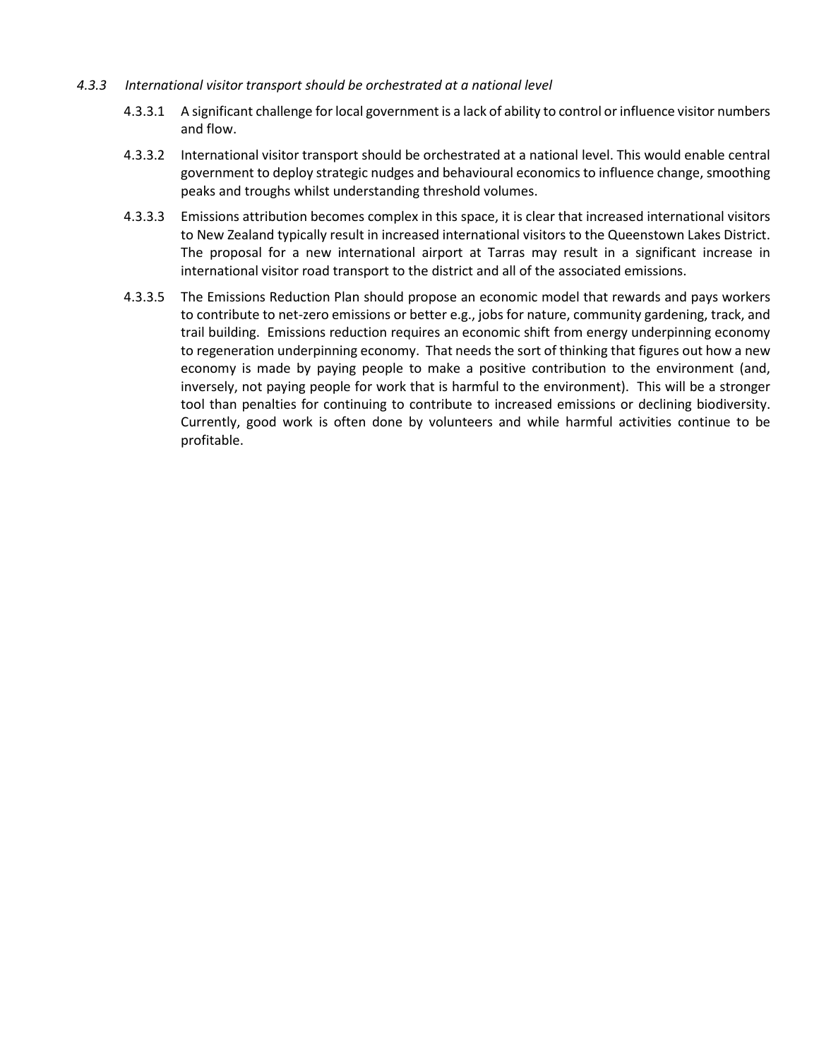### *4.3.3 International visitor transport should be orchestrated at a national level*

4.3.3.1 A significant challenge for local government is a lack of ability to control or influence visitor numbers and flow.

4.3.3.2 International visitor transport should be orchestrated at a national level. This would enable central government to deploy strategic nudges and behavioural economics to influence change, smoothing peaks and troughs whilst understanding threshold volumes.

4.3.3.3 Emissions attribution becomes complex in this space, it is clear that increased international visitors to New Zealand typically result in increased international visitors to the Queenstown Lakes District. The proposal for a new international airport at Tarras may result in a significant increase in international visitor road transport to the district and all of the associated emissions.

4.3.3.5 The Emissions Reduction Plan should propose an economic model that rewards and pays workers to contribute to net-zero emissions or better e.g., jobs for nature, community gardening, track, and trail building. Emissions reduction requires an economic shift from energy underpinning economy to regeneration underpinning economy. That needs the sort of thinking that figures out how a new economy is made by paying people to make a positive contribution to the environment (and, inversely, not paying people for work that is harmful to the environment). This will be a stronger tool than penalties for continuing to contribute to increased emissions or declining biodiversity. Currently, good work is often done by volunteers and while harmful activities continue to be profitable.